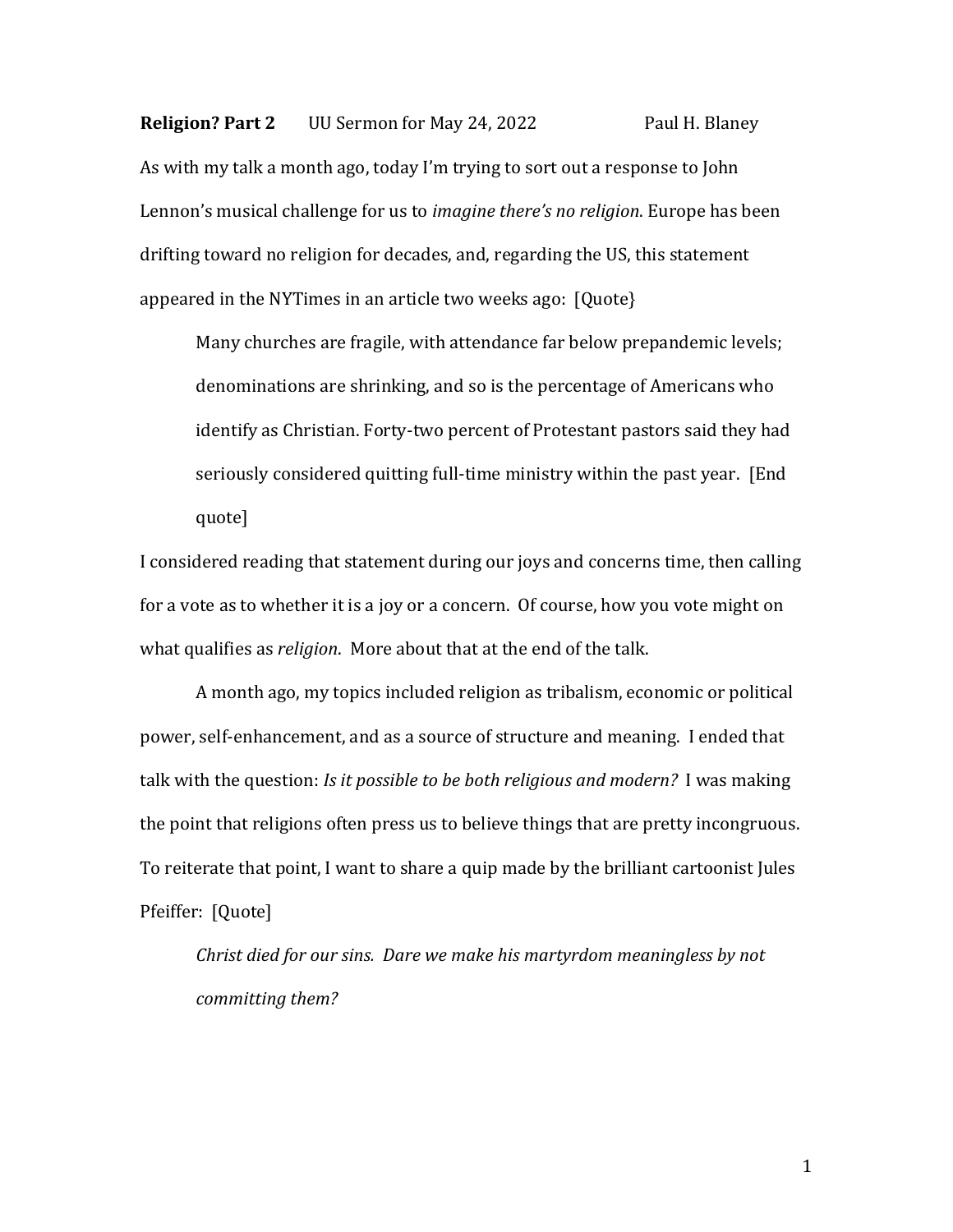**Religion? Part 2** UU Sermon for May 24, 2022 Paul H. Blaney

As with my talk a month ago, today I'm trying to sort out a response to John Lennon's musical challenge for us to *imagine there's no religion*. Europe has been drifting toward no religion for decades, and, regarding the US, this statement appeared in the NYTimes in an article two weeks ago: [Quote}

> Many churches are fragile, with attendance far below prepandemic levels; denominations are shrinking, and so is the percentage of Americans who identify as Christian. Forty-two percent of Protestant pastors said they had seriously considered quitting full-time ministry within the past year. [End quote]

I considered reading that statement during our joys and concerns time, then calling for a vote as to whether it is a joy or a concern. Of course, how you vote might on what qualifies as *religion*. More about that at the end of the talk.

A month ago, my topics included religion as tribalism, economic or political power, self-enhancement, and as a source of structure and meaning. I ended that talk with the question: *Is it possible to be both religious and modern?* I was making the point that religions often press us to believe things that are pretty incongruous. To reiterate that point, I want to share a quip made by the brilliant cartoonist Jules Pfeiffer: [Quote]

> *Christ died for our sins. Dare we make his martyrdom meaningless by not committing them?*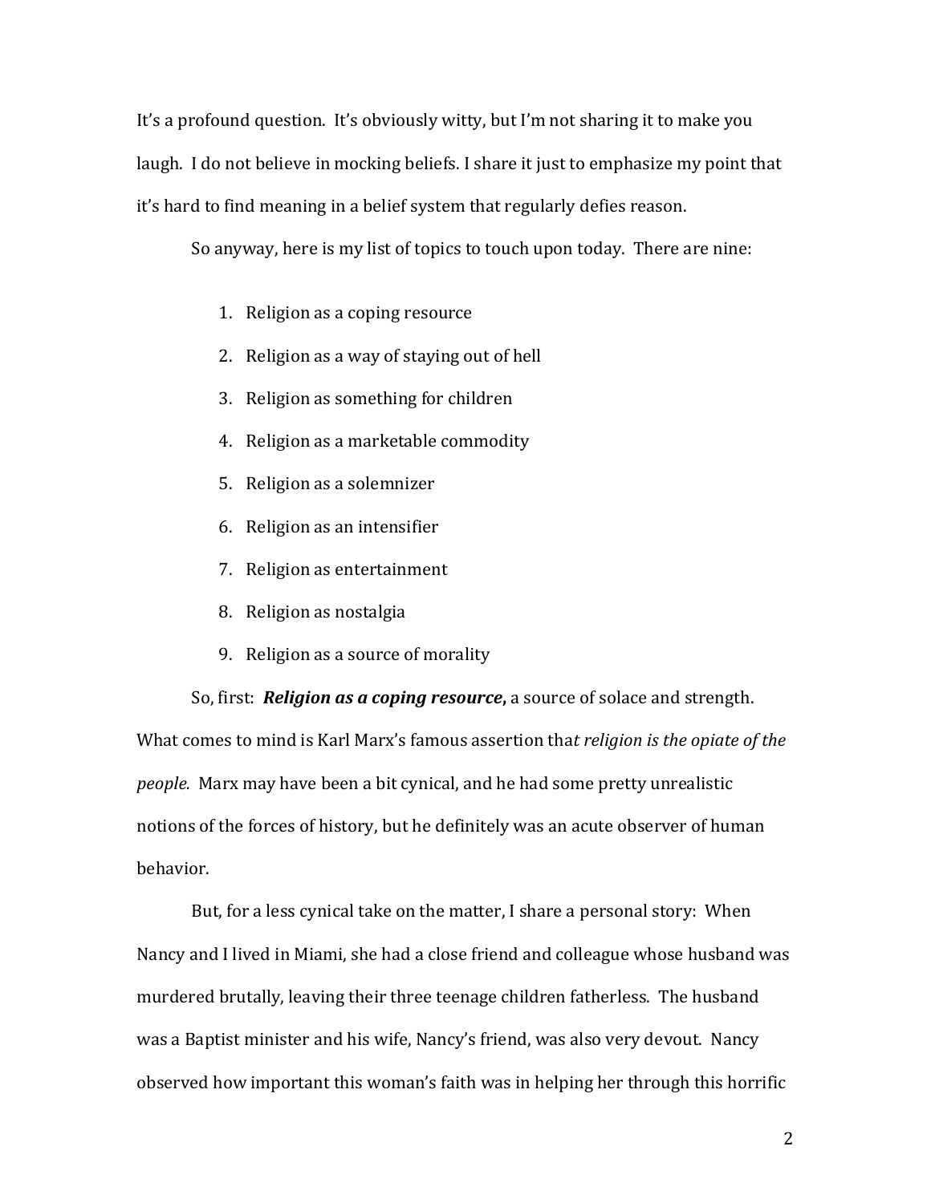It's a profound question. It's obviously witty, but I'm not sharing it to make you laugh. I do not believe in mocking beliefs. I share it just to emphasize my point that it's hard to find meaning in a belief system that regularly defies reason.

So anyway, here is my list of topics to touch upon today. There are nine:

1. Religion as a coping resource
2. Religion as a way of staying out of hell
3. Religion as something for children
4. Religion as a marketable commodity
5. Religion as a solemnizer
6. Religion as an intensifier
7. Religion as entertainment
8. Religion as nostalgia
9. Religion as a source of morality

So, first: ***Religion as a coping resource*,** a source of solace and strength. What comes to mind is Karl Marx's famous assertion tha*t religion is the opiate of the people.* Marx may have been a bit cynical, and he had some pretty unrealistic notions of the forces of history, but he definitely was an acute observer of human behavior.

But, for a less cynical take on the matter, I share a personal story: When Nancy and I lived in Miami, she had a close friend and colleague whose husband was murdered brutally, leaving their three teenage children fatherless. The husband was a Baptist minister and his wife, Nancy's friend, was also very devout. Nancy observed how important this woman's faith was in helping her through this horrific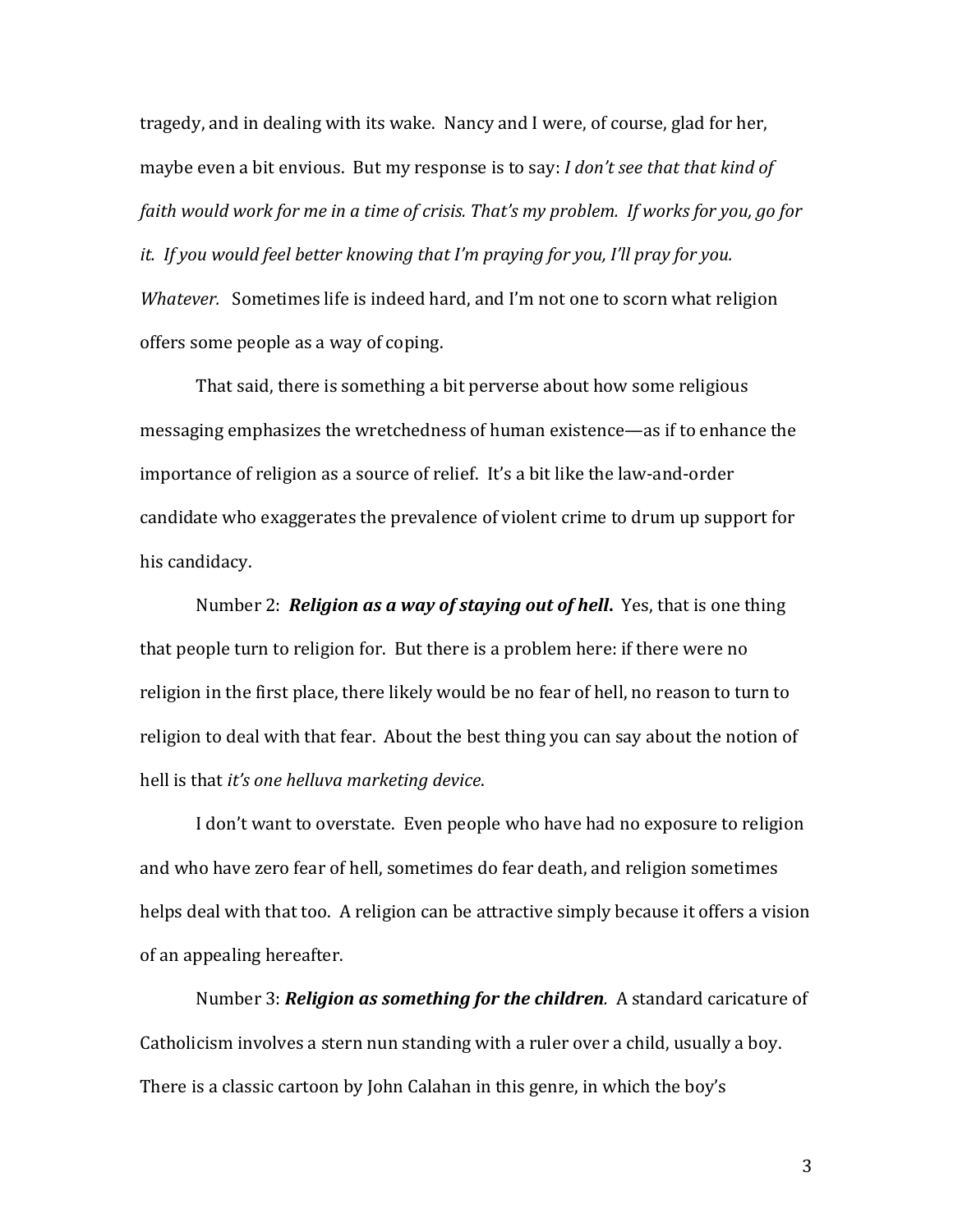tragedy, and in dealing with its wake. Nancy and I were, of course, glad for her, maybe even a bit envious. But my response is to say: *I don't see that that kind of faith would work for me in a time of crisis. That's my problem. If works for you, go for it. If you would feel better knowing that I'm praying for you, I'll pray for you. Whatever.* Sometimes life is indeed hard, and I'm not one to scorn what religion offers some people as a way of coping.

That said, there is something a bit perverse about how some religious messaging emphasizes the wretchedness of human existence—as if to enhance the importance of religion as a source of relief. It's a bit like the law-and-order candidate who exaggerates the prevalence of violent crime to drum up support for his candidacy.

Number 2: ***Religion as a way of staying out of hell.*** Yes, that is one thing that people turn to religion for. But there is a problem here: if there were no religion in the first place, there likely would be no fear of hell, no reason to turn to religion to deal with that fear. About the best thing you can say about the notion of hell is that *it's one helluva marketing device*.

I don't want to overstate. Even people who have had no exposure to religion and who have zero fear of hell, sometimes do fear death, and religion sometimes helps deal with that too. A religion can be attractive simply because it offers a vision of an appealing hereafter.

Number 3: ***Religion as something for the children****.* A standard caricature of Catholicism involves a stern nun standing with a ruler over a child, usually a boy. There is a classic cartoon by John Calahan in this genre, in which the boy's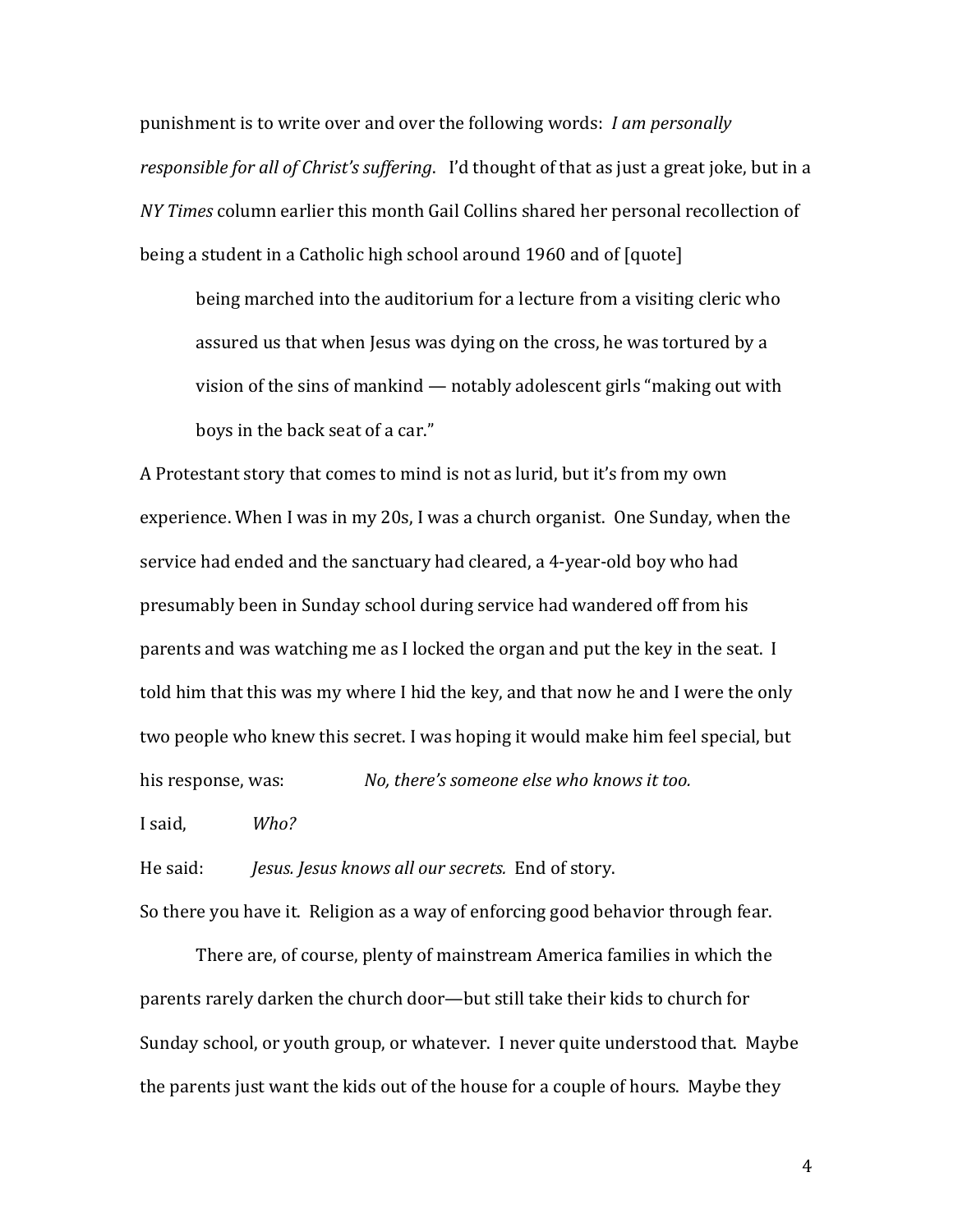punishment is to write over and over the following words: *I am personally responsible for all of Christ's suffering*. I'd thought of that as just a great joke, but in a *NY Times* column earlier this month Gail Collins shared her personal recollection of being a student in a Catholic high school around 1960 and of [quote]

> being marched into the auditorium for a lecture from a visiting cleric who assured us that when Jesus was dying on the cross, he was tortured by a vision of the sins of mankind — notably adolescent girls "making out with boys in the back seat of a car."

A Protestant story that comes to mind is not as lurid, but it's from my own experience. When I was in my 20s, I was a church organist. One Sunday, when the service had ended and the sanctuary had cleared, a 4-year-old boy who had presumably been in Sunday school during service had wandered off from his parents and was watching me as I locked the organ and put the key in the seat. I told him that this was my where I hid the key, and that now he and I were the only two people who knew this secret. I was hoping it would make him feel special, but his response, was: *No, there's someone else who knows it too.*

I said, *Who?*

He said: *Jesus. Jesus knows all our secrets.* End of story.

So there you have it. Religion as a way of enforcing good behavior through fear.

There are, of course, plenty of mainstream America families in which the parents rarely darken the church door—but still take their kids to church for Sunday school, or youth group, or whatever. I never quite understood that. Maybe the parents just want the kids out of the house for a couple of hours. Maybe they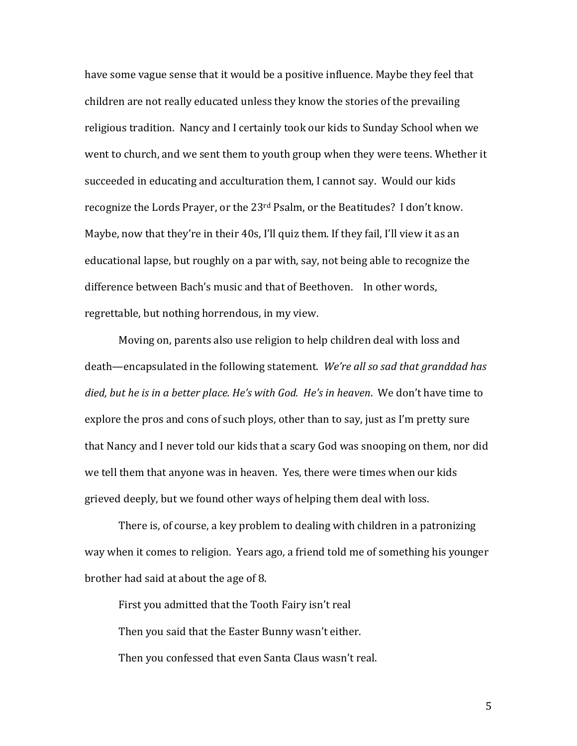have some vague sense that it would be a positive influence. Maybe they feel that children are not really educated unless they know the stories of the prevailing religious tradition. Nancy and I certainly took our kids to Sunday School when we went to church, and we sent them to youth group when they were teens. Whether it succeeded in educating and acculturation them, I cannot say. Would our kids recognize the Lords Prayer, or the 23rd Psalm, or the Beatitudes? I don't know. Maybe, now that they're in their 40s, I'll quiz them. If they fail, I'll view it as an educational lapse, but roughly on a par with, say, not being able to recognize the difference between Bach's music and that of Beethoven. In other words, regrettable, but nothing horrendous, in my view.

Moving on, parents also use religion to help children deal with loss and death—encapsulated in the following statement. *We're all so sad that granddad has died, but he is in a better place. He's with God. He's in heaven*. We don't have time to explore the pros and cons of such ploys, other than to say, just as I'm pretty sure that Nancy and I never told our kids that a scary God was snooping on them, nor did we tell them that anyone was in heaven. Yes, there were times when our kids grieved deeply, but we found other ways of helping them deal with loss.

There is, of course, a key problem to dealing with children in a patronizing way when it comes to religion. Years ago, a friend told me of something his younger brother had said at about the age of 8.

First you admitted that the Tooth Fairy isn't real

Then you said that the Easter Bunny wasn't either.

Then you confessed that even Santa Claus wasn't real.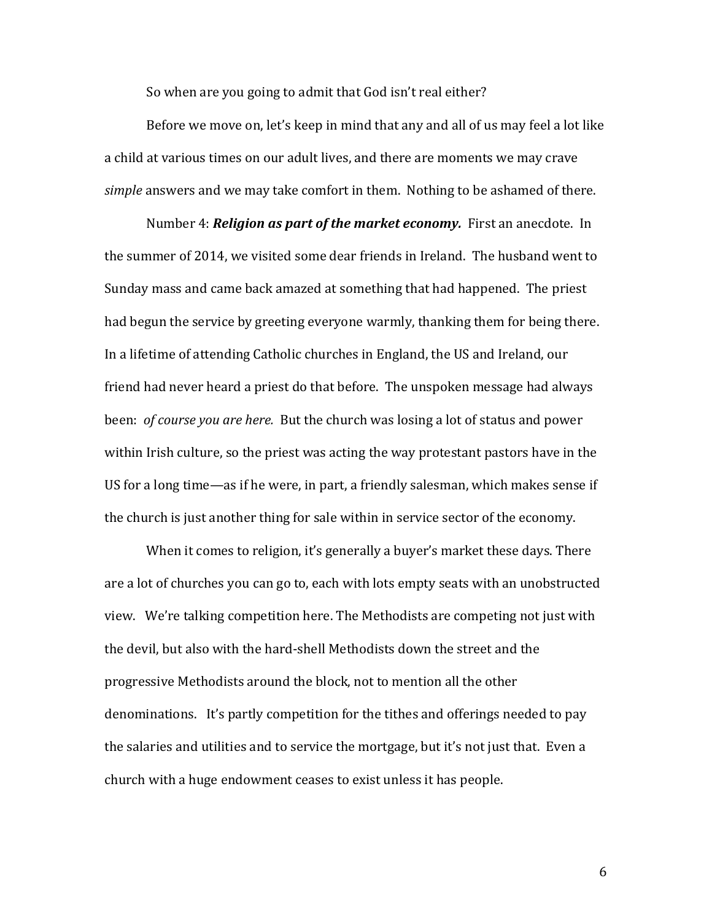So when are you going to admit that God isn't real either?

Before we move on, let's keep in mind that any and all of us may feel a lot like a child at various times on our adult lives, and there are moments we may crave *simple* answers and we may take comfort in them. Nothing to be ashamed of there.

Number 4: ***Religion as part of the market economy.*** First an anecdote. In the summer of 2014, we visited some dear friends in Ireland. The husband went to Sunday mass and came back amazed at something that had happened. The priest had begun the service by greeting everyone warmly, thanking them for being there. In a lifetime of attending Catholic churches in England, the US and Ireland, our friend had never heard a priest do that before. The unspoken message had always been: *of course you are here.* But the church was losing a lot of status and power within Irish culture, so the priest was acting the way protestant pastors have in the US for a long time—as if he were, in part, a friendly salesman, which makes sense if the church is just another thing for sale within in service sector of the economy.

When it comes to religion, it's generally a buyer's market these days. There are a lot of churches you can go to, each with lots empty seats with an unobstructed view. We're talking competition here. The Methodists are competing not just with the devil, but also with the hard-shell Methodists down the street and the progressive Methodists around the block, not to mention all the other denominations. It's partly competition for the tithes and offerings needed to pay the salaries and utilities and to service the mortgage, but it's not just that. Even a church with a huge endowment ceases to exist unless it has people.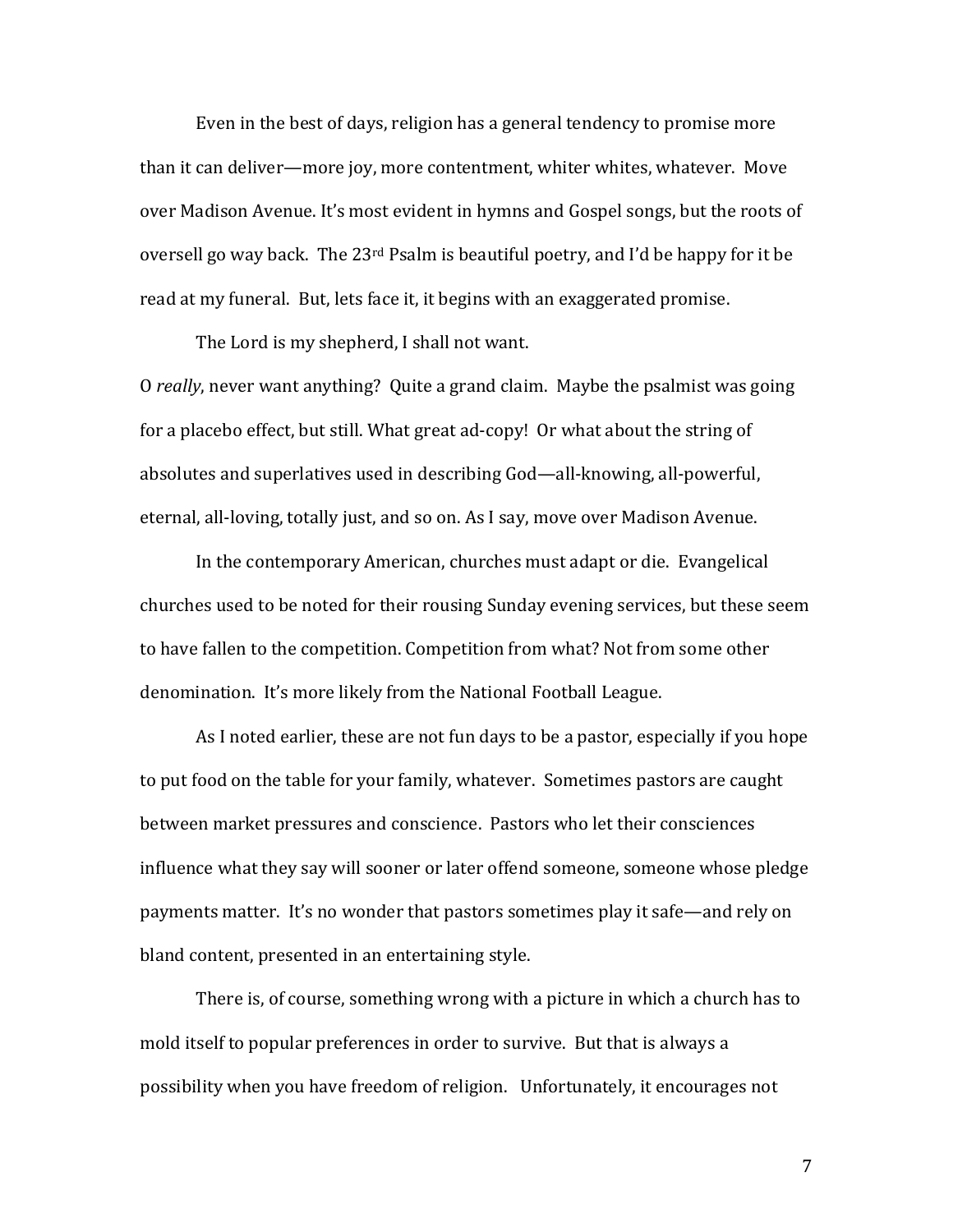Even in the best of days, religion has a general tendency to promise more than it can deliver—more joy, more contentment, whiter whites, whatever. Move over Madison Avenue. It's most evident in hymns and Gospel songs, but the roots of oversell go way back. The 23rd Psalm is beautiful poetry, and I'd be happy for it be read at my funeral. But, lets face it, it begins with an exaggerated promise.

The Lord is my shepherd, I shall not want.

O *really*, never want anything? Quite a grand claim. Maybe the psalmist was going for a placebo effect, but still. What great ad-copy! Or what about the string of absolutes and superlatives used in describing God—all-knowing, all-powerful, eternal, all-loving, totally just, and so on. As I say, move over Madison Avenue.

In the contemporary American, churches must adapt or die. Evangelical churches used to be noted for their rousing Sunday evening services, but these seem to have fallen to the competition. Competition from what? Not from some other denomination. It's more likely from the National Football League.

As I noted earlier, these are not fun days to be a pastor, especially if you hope to put food on the table for your family, whatever. Sometimes pastors are caught between market pressures and conscience. Pastors who let their consciences influence what they say will sooner or later offend someone, someone whose pledge payments matter. It's no wonder that pastors sometimes play it safe—and rely on bland content, presented in an entertaining style.

There is, of course, something wrong with a picture in which a church has to mold itself to popular preferences in order to survive. But that is always a possibility when you have freedom of religion. Unfortunately, it encourages not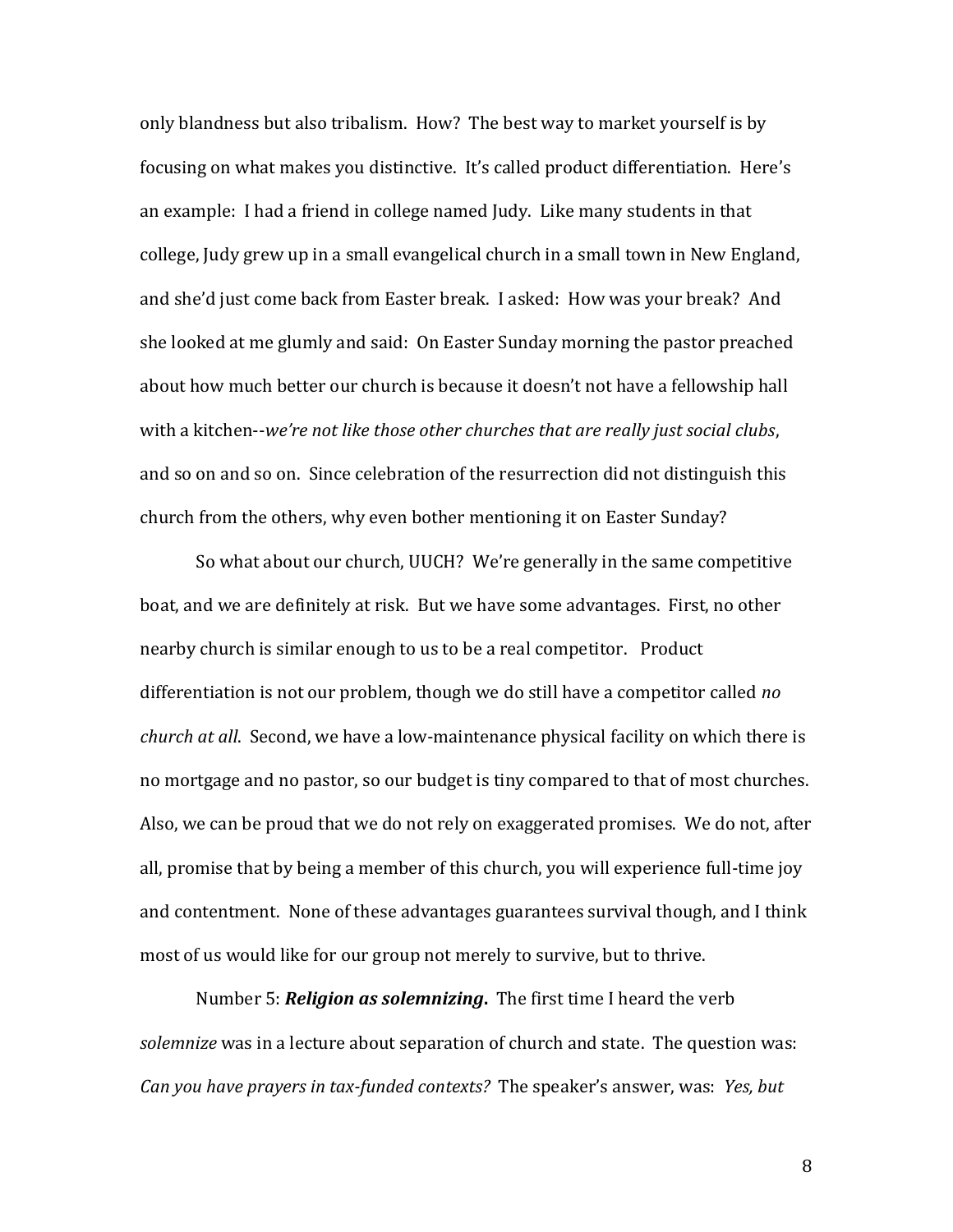only blandness but also tribalism. How? The best way to market yourself is by focusing on what makes you distinctive. It's called product differentiation. Here's an example: I had a friend in college named Judy. Like many students in that college, Judy grew up in a small evangelical church in a small town in New England, and she'd just come back from Easter break. I asked: How was your break? And she looked at me glumly and said: On Easter Sunday morning the pastor preached about how much better our church is because it doesn't not have a fellowship hall with a kitchen--*we're not like those other churches that are really just social clubs*, and so on and so on. Since celebration of the resurrection did not distinguish this church from the others, why even bother mentioning it on Easter Sunday?

So what about our church, UUCH? We're generally in the same competitive boat, and we are definitely at risk. But we have some advantages. First, no other nearby church is similar enough to us to be a real competitor. Product differentiation is not our problem, though we do still have a competitor called *no church at all*. Second, we have a low-maintenance physical facility on which there is no mortgage and no pastor, so our budget is tiny compared to that of most churches. Also, we can be proud that we do not rely on exaggerated promises. We do not, after all, promise that by being a member of this church, you will experience full-time joy and contentment. None of these advantages guarantees survival though, and I think most of us would like for our group not merely to survive, but to thrive.

Number 5: ***Religion as solemnizing***. The first time I heard the verb *solemnize* was in a lecture about separation of church and state. The question was: *Can you have prayers in tax-funded contexts?* The speaker's answer, was: *Yes, but*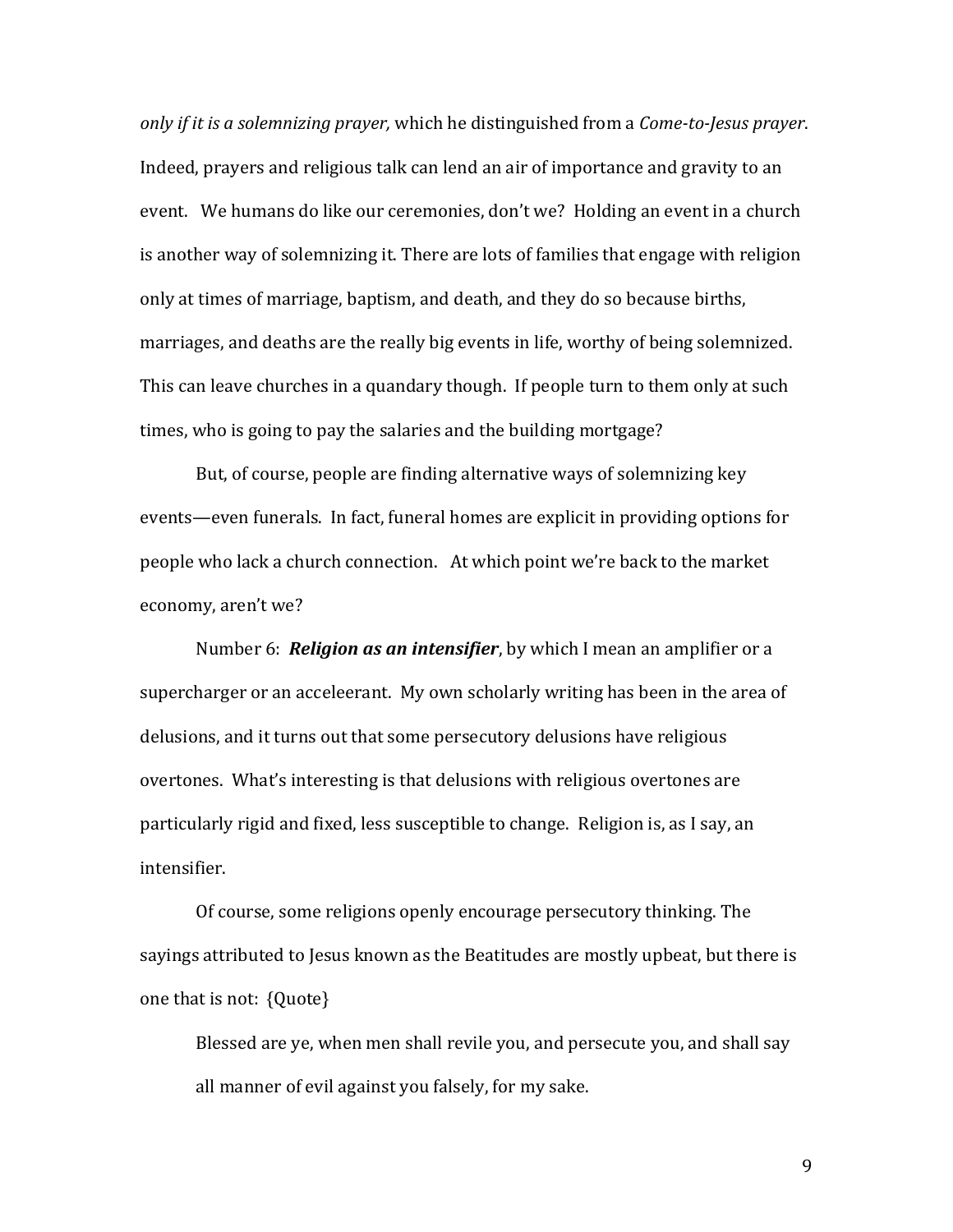*only if it is a solemnizing prayer,* which he distinguished from a *Come-to-Jesus prayer*. Indeed, prayers and religious talk can lend an air of importance and gravity to an event. We humans do like our ceremonies, don't we? Holding an event in a church is another way of solemnizing it. There are lots of families that engage with religion only at times of marriage, baptism, and death, and they do so because births, marriages, and deaths are the really big events in life, worthy of being solemnized. This can leave churches in a quandary though. If people turn to them only at such times, who is going to pay the salaries and the building mortgage?

But, of course, people are finding alternative ways of solemnizing key events—even funerals. In fact, funeral homes are explicit in providing options for people who lack a church connection. At which point we're back to the market economy, aren't we?

Number 6: ***Religion as an intensifier***, by which I mean an amplifier or a supercharger or an acceleerant. My own scholarly writing has been in the area of delusions, and it turns out that some persecutory delusions have religious overtones. What's interesting is that delusions with religious overtones are particularly rigid and fixed, less susceptible to change. Religion is, as I say, an intensifier.

Of course, some religions openly encourage persecutory thinking. The sayings attributed to Jesus known as the Beatitudes are mostly upbeat, but there is one that is not: {Quote}

> Blessed are ye, when men shall revile you, and persecute you, and shall say all manner of evil against you falsely, for my sake.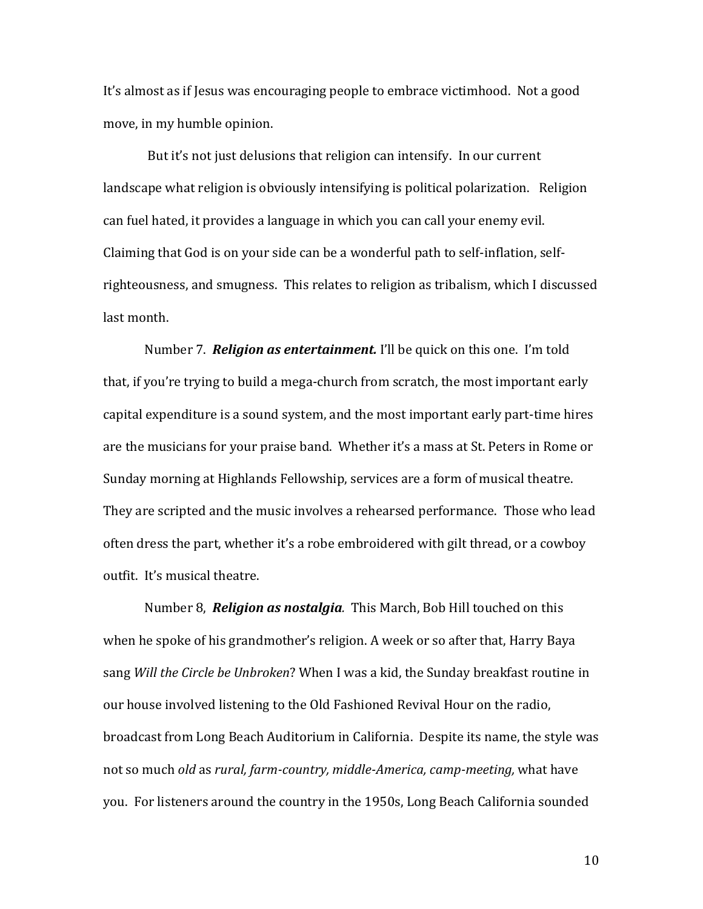It's almost as if Jesus was encouraging people to embrace victimhood. Not a good move, in my humble opinion.

But it's not just delusions that religion can intensify. In our current landscape what religion is obviously intensifying is political polarization. Religion can fuel hated, it provides a language in which you can call your enemy evil. Claiming that God is on your side can be a wonderful path to self-inflation, self-righteousness, and smugness. This relates to religion as tribalism, which I discussed last month.

Number 7. ***Religion as entertainment.*** I'll be quick on this one. I'm told that, if you're trying to build a mega-church from scratch, the most important early capital expenditure is a sound system, and the most important early part-time hires are the musicians for your praise band. Whether it's a mass at St. Peters in Rome or Sunday morning at Highlands Fellowship, services are a form of musical theatre. They are scripted and the music involves a rehearsed performance. Those who lead often dress the part, whether it's a robe embroidered with gilt thread, or a cowboy outfit. It's musical theatre.

Number 8, ***Religion as nostalgia****.* This March, Bob Hill touched on this when he spoke of his grandmother's religion. A week or so after that, Harry Baya sang *Will the Circle be Unbroken*? When I was a kid, the Sunday breakfast routine in our house involved listening to the Old Fashioned Revival Hour on the radio, broadcast from Long Beach Auditorium in California. Despite its name, the style was not so much *old* as *rural, farm-country, middle-America, camp-meeting,* what have you. For listeners around the country in the 1950s, Long Beach California sounded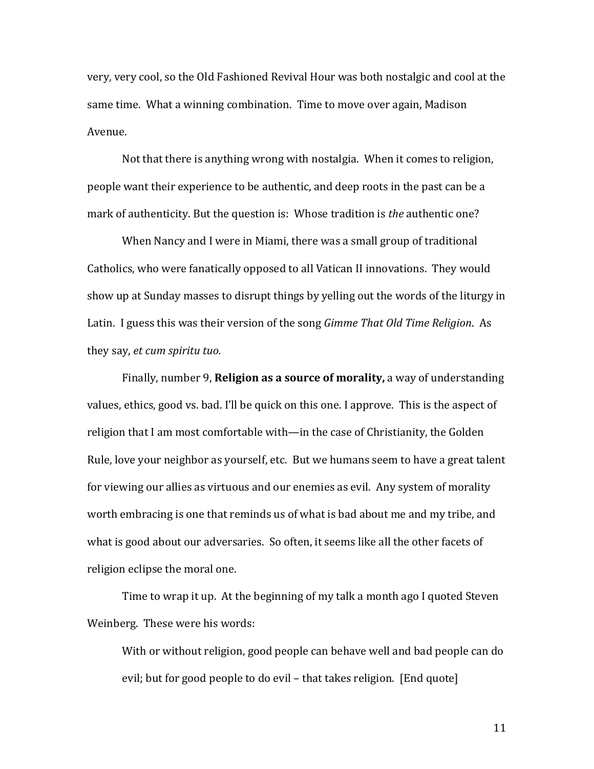very, very cool, so the Old Fashioned Revival Hour was both nostalgic and cool at the same time. What a winning combination. Time to move over again, Madison Avenue.

Not that there is anything wrong with nostalgia. When it comes to religion, people want their experience to be authentic, and deep roots in the past can be a mark of authenticity. But the question is: Whose tradition is *the* authentic one?

When Nancy and I were in Miami, there was a small group of traditional Catholics, who were fanatically opposed to all Vatican II innovations. They would show up at Sunday masses to disrupt things by yelling out the words of the liturgy in Latin. I guess this was their version of the song *Gimme That Old Time Religion*. As they say, *et cum spiritu tuo.*

Finally, number 9, **Religion as a source of morality,** a way of understanding values, ethics, good vs. bad. I'll be quick on this one. I approve. This is the aspect of religion that I am most comfortable with—in the case of Christianity, the Golden Rule, love your neighbor as yourself, etc. But we humans seem to have a great talent for viewing our allies as virtuous and our enemies as evil. Any system of morality worth embracing is one that reminds us of what is bad about me and my tribe, and what is good about our adversaries. So often, it seems like all the other facets of religion eclipse the moral one.

Time to wrap it up. At the beginning of my talk a month ago I quoted Steven Weinberg. These were his words:

> With or without religion, good people can behave well and bad people can do evil; but for good people to do evil – that takes religion. [End quote]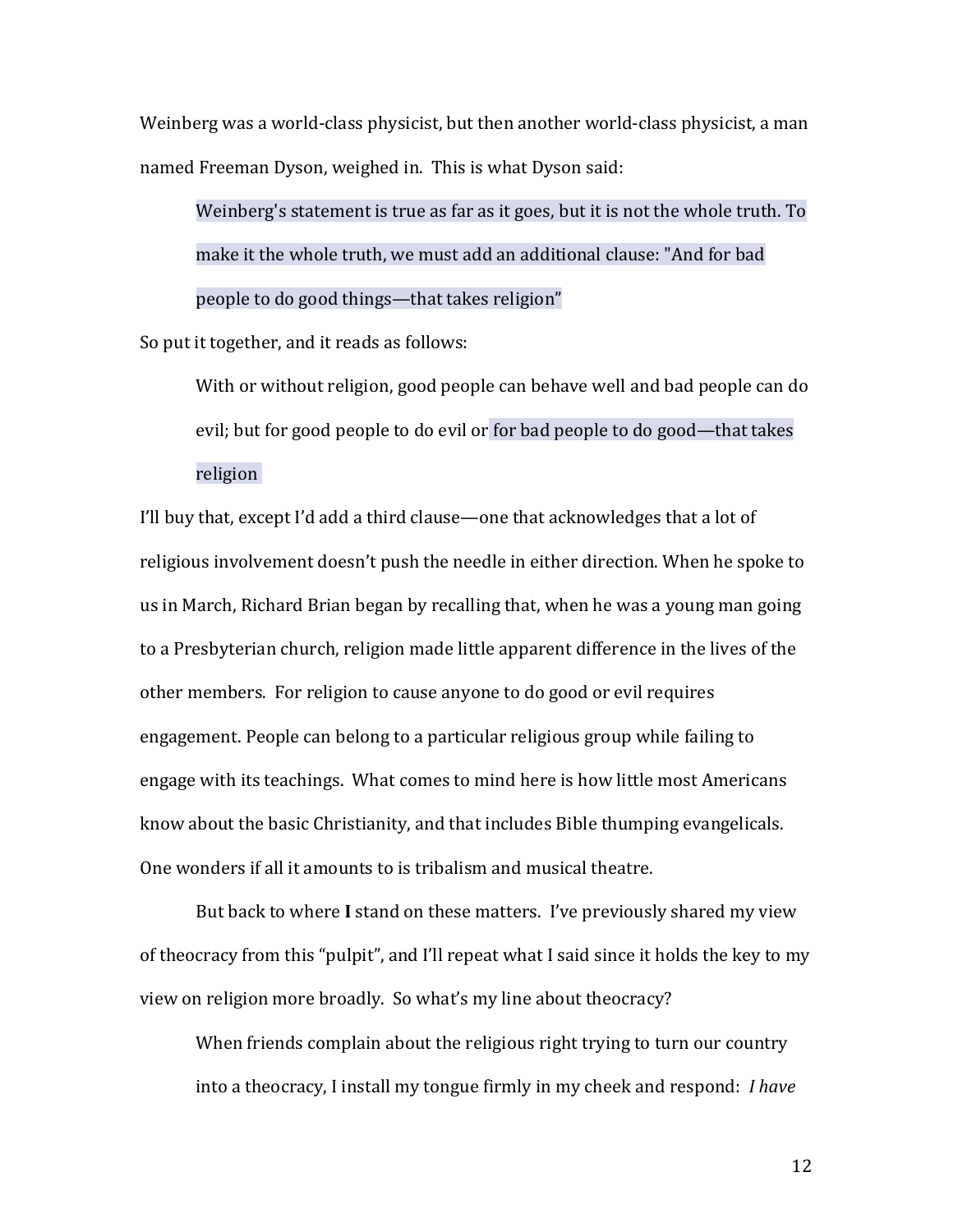Weinberg was a world-class physicist, but then another world-class physicist, a man named Freeman Dyson, weighed in. This is what Dyson said:

> Weinberg's statement is true as far as it goes, but it is not the whole truth. To make it the whole truth, we must add an additional clause: "And for bad people to do good things—that takes religion"

So put it together, and it reads as follows:

> With or without religion, good people can behave well and bad people can do evil; but for good people to do evil or for bad people to do good—that takes religion

I'll buy that, except I'd add a third clause—one that acknowledges that a lot of religious involvement doesn't push the needle in either direction. When he spoke to us in March, Richard Brian began by recalling that, when he was a young man going to a Presbyterian church, religion made little apparent difference in the lives of the other members. For religion to cause anyone to do good or evil requires engagement. People can belong to a particular religious group while failing to engage with its teachings. What comes to mind here is how little most Americans know about the basic Christianity, and that includes Bible thumping evangelicals. One wonders if all it amounts to is tribalism and musical theatre.

But back to where **I** stand on these matters. I've previously shared my view of theocracy from this "pulpit", and I'll repeat what I said since it holds the key to my view on religion more broadly. So what's my line about theocracy?

> When friends complain about the religious right trying to turn our country into a theocracy, I install my tongue firmly in my cheek and respond: *I have*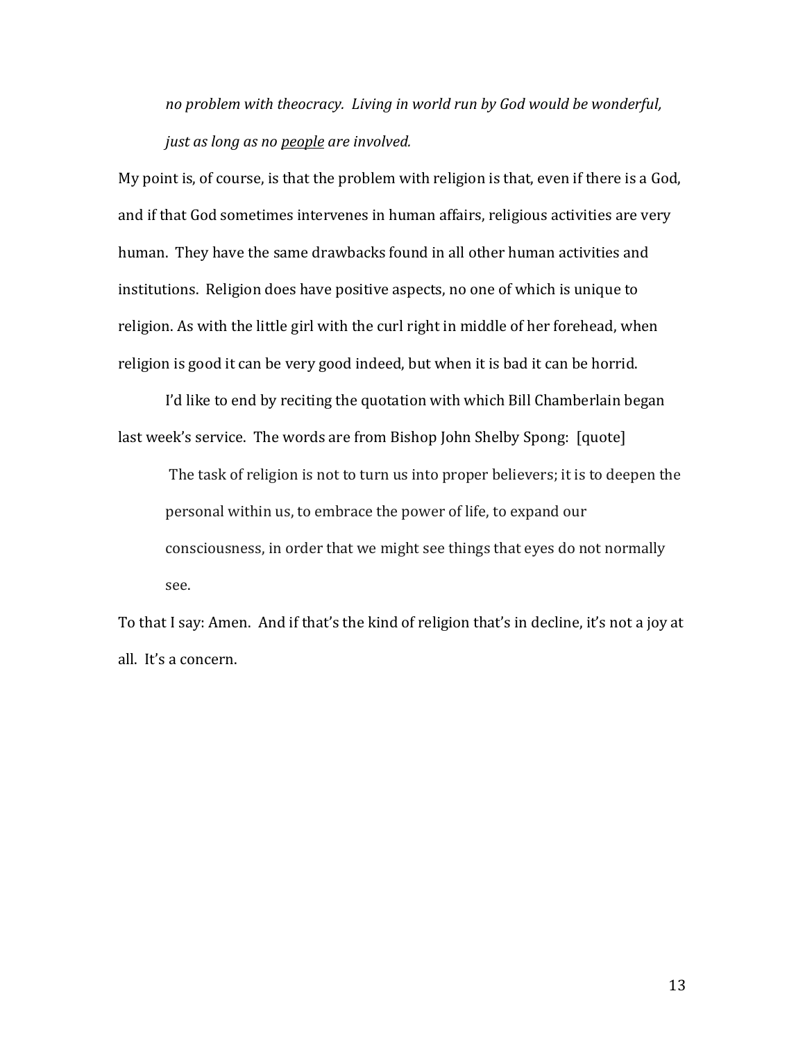> *no problem with theocracy. Living in world run by God would be wonderful, just as long as no* *<u>people</u>* *are involved.*

My point is, of course, is that the problem with religion is that, even if there is a God, and if that God sometimes intervenes in human affairs, religious activities are very human. They have the same drawbacks found in all other human activities and institutions. Religion does have positive aspects, no one of which is unique to religion. As with the little girl with the curl right in middle of her forehead, when religion is good it can be very good indeed, but when it is bad it can be horrid.

I'd like to end by reciting the quotation with which Bill Chamberlain began last week's service. The words are from Bishop John Shelby Spong: [quote]

> The task of religion is not to turn us into proper believers; it is to deepen the personal within us, to embrace the power of life, to expand our consciousness, in order that we might see things that eyes do not normally see.

To that I say: Amen. And if that's the kind of religion that's in decline, it's not a joy at all. It's a concern.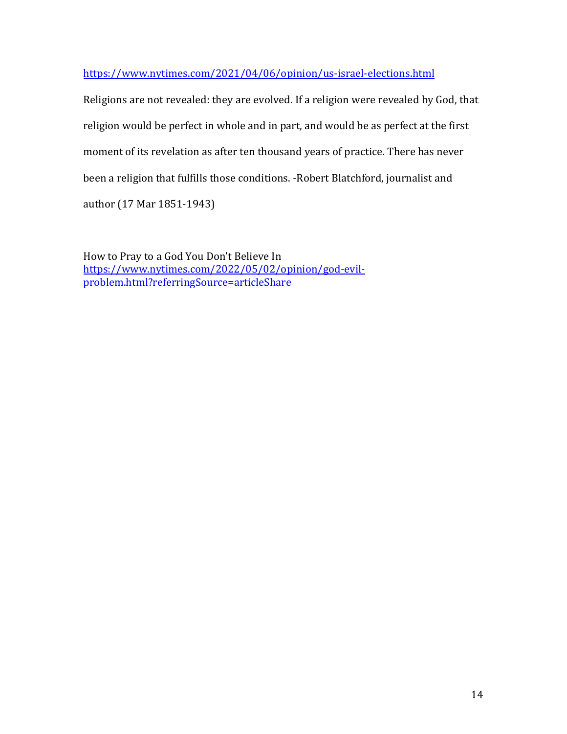https://www.nytimes.com/2021/04/06/opinion/us-israel-elections.html

Religions are not revealed: they are evolved. If a religion were revealed by God, that religion would be perfect in whole and in part, and would be as perfect at the first moment of its revelation as after ten thousand years of practice. There has never been a religion that fulfills those conditions. -Robert Blatchford, journalist and author (17 Mar 1851-1943)

How to Pray to a God You Don't Believe In
https://www.nytimes.com/2022/05/02/opinion/god-evil-problem.html?referringSource=articleShare